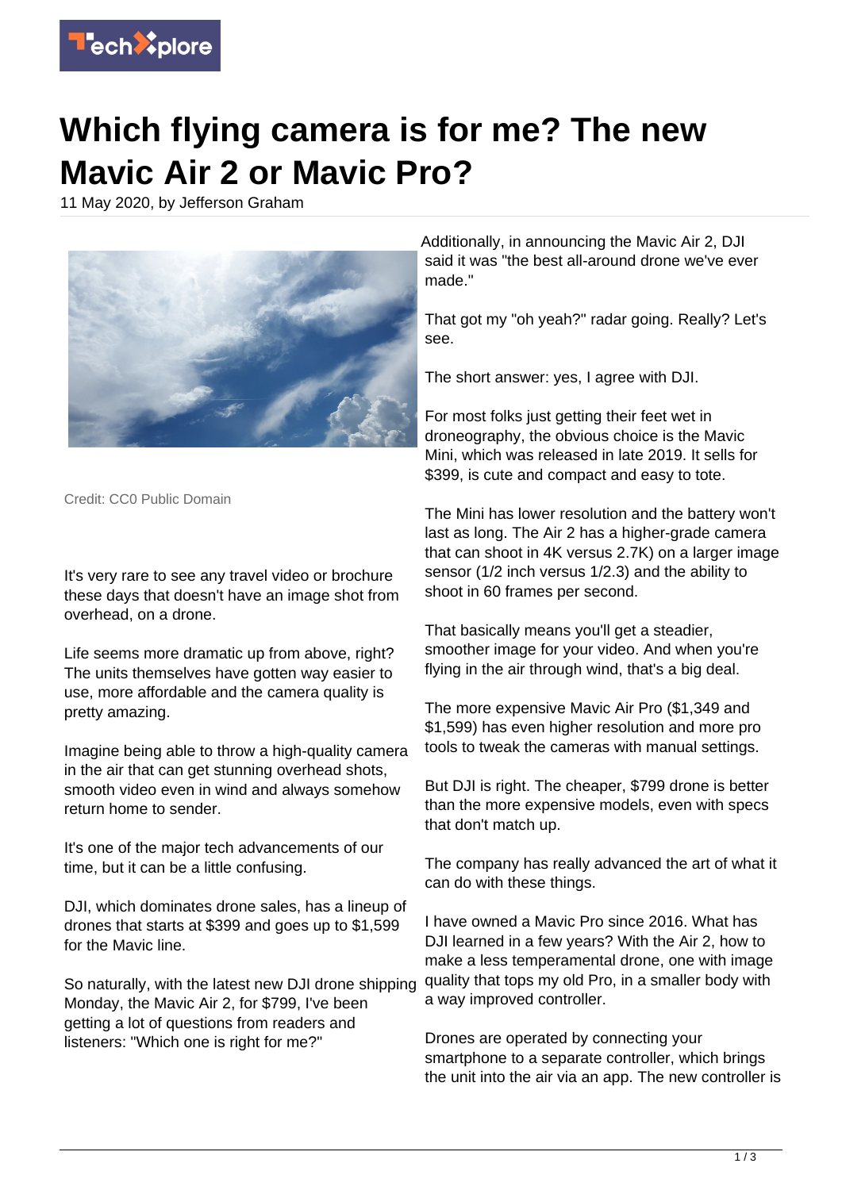# Which flying camera is for me? The new Mavic Air 2 or Mavic Pro?

11 May 2020, by Jefferson Graham

Credit: CC0 Public Domain

It's very rare to see any travel video or brochure these days that doesn't have an image shot from overhead, on a drone.

Life seems more dramatic up from above, right? The units themselves have gotten way easier to use, more affordable and the camera quality is pretty amazing.

Imagine being able to throw a high-quality camera in the air that can get stunning overhead shots, smooth video even in wind and always somehow return home to sender.

It's one of the major tech advancements of our time, but it can be a little confusing.

DJI, which dominates drone sales, has a lineup of drones that starts at $399 and goes up to $1,599 for the Mavic line.

So naturally, with the latest new DJI drone shipping Monday, the Mavic Air 2, for $799, I've been getting a lot of questions from readers and listeners: "Which one is right for me?"

Additionally, in announcing the Mavic Air 2, DJI said it was "the best all-around drone we've ever made."

That got my "oh yeah?" radar going. Really? Let's see.

The short answer: yes, I agree with DJI.

For most folks just getting their feet wet in droneography, the obvious choice is the Mavic Mini, which was released in late 2019. It sells for $399, is cute and compact and easy to tote.

The Mini has lower resolution and the battery won't last as long. The Air 2 has a higher-grade camera that can shoot in 4K versus 2.7K) on a larger image sensor (1/2 inch versus 1/2.3) and the ability to shoot in 60 frames per second.

That basically means you'll get a steadier, smoother image for your video. And when you're flying in the air through wind, that's a big deal.

The more expensive Mavic Air Pro ($1,349 and $1,599) has even higher resolution and more pro tools to tweak the cameras with manual settings.

But DJI is right. The cheaper, $799 drone is better than the more expensive models, even with specs that don't match up.

The company has really advanced the art of what it can do with these things.

I have owned a Mavic Pro since 2016. What has DJI learned in a few years? With the Air 2, how to make a less temperamental drone, one with image quality that tops my old Pro, in a smaller body with a way improved controller.

Drones are operated by connecting your smartphone to a separate controller, which brings the unit into the air via an app. The new controller is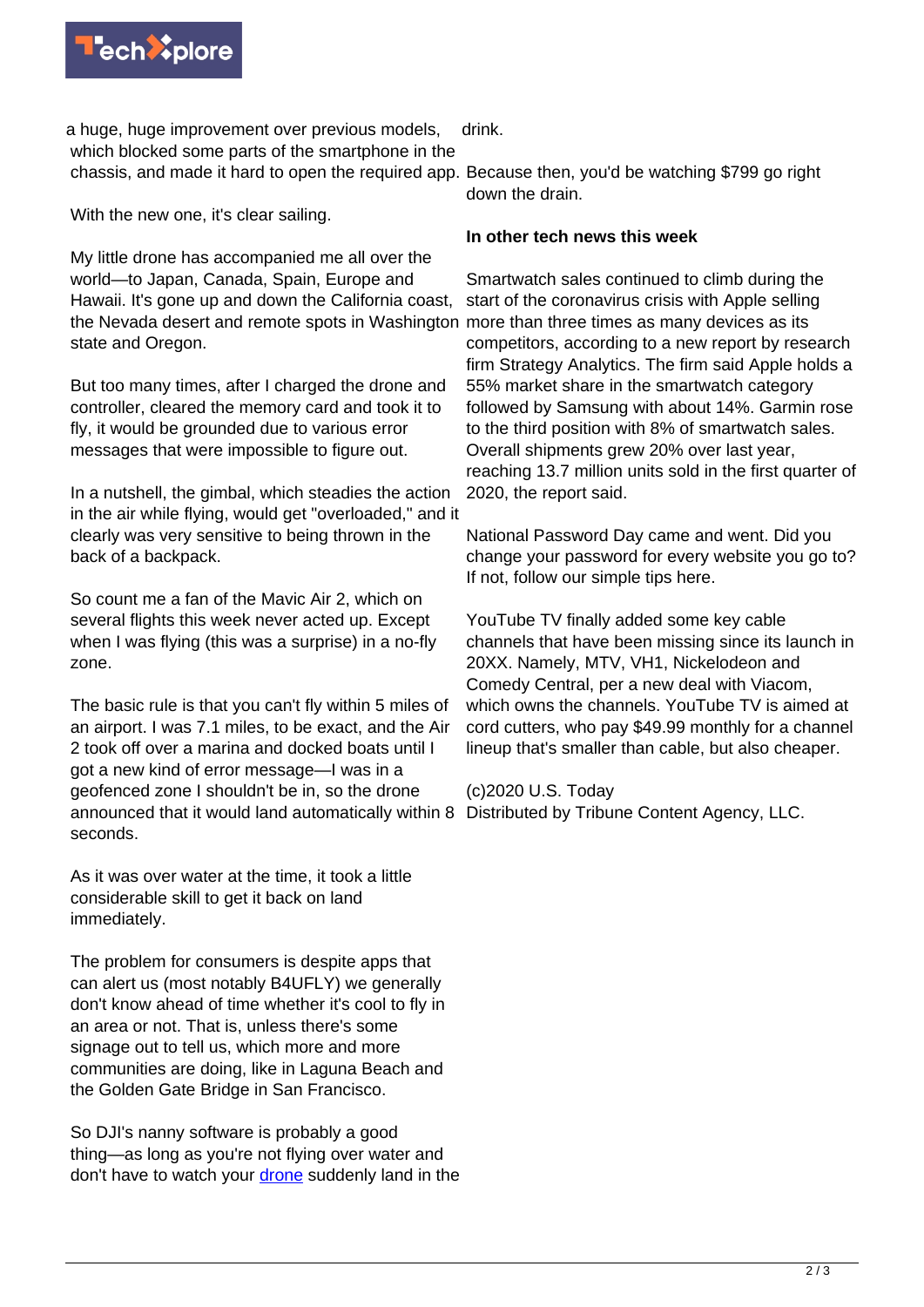a huge, huge improvement over previous models, which blocked some parts of the smartphone in the chassis, and made it hard to open the required app.

With the new one, it's clear sailing.

My little drone has accompanied me all over the world—to Japan, Canada, Spain, Europe and Hawaii. It's gone up and down the California coast, the Nevada desert and remote spots in Washington state and Oregon.

But too many times, after I charged the drone and controller, cleared the memory card and took it to fly, it would be grounded due to various error messages that were impossible to figure out.

In a nutshell, the gimbal, which steadies the action in the air while flying, would get "overloaded," and it clearly was very sensitive to being thrown in the back of a backpack.

So count me a fan of the Mavic Air 2, which on several flights this week never acted up. Except when I was flying (this was a surprise) in a no-fly zone.

The basic rule is that you can't fly within 5 miles of an airport. I was 7.1 miles, to be exact, and the Air 2 took off over a marina and docked boats until I got a new kind of error message—I was in a geofenced zone I shouldn't be in, so the drone announced that it would land automatically within 8 seconds.

As it was over water at the time, it took a little considerable skill to get it back on land immediately.

The problem for consumers is despite apps that can alert us (most notably B4UFLY) we generally don't know ahead of time whether it's cool to fly in an area or not. That is, unless there's some signage out to tell us, which more and more communities are doing, like in Laguna Beach and the Golden Gate Bridge in San Francisco.

So DJI's nanny software is probably a good thing—as long as you're not flying over water and don't have to watch your drone suddenly land in the drink.

Because then, you'd be watching $799 go right down the drain.

**In other tech news this week**

Smartwatch sales continued to climb during the start of the coronavirus crisis with Apple selling more than three times as many devices as its competitors, according to a new report by research firm Strategy Analytics. The firm said Apple holds a 55% market share in the smartwatch category followed by Samsung with about 14%. Garmin rose to the third position with 8% of smartwatch sales. Overall shipments grew 20% over last year, reaching 13.7 million units sold in the first quarter of 2020, the report said.

National Password Day came and went. Did you change your password for every website you go to? If not, follow our simple tips here.

YouTube TV finally added some key cable channels that have been missing since its launch in 20XX. Namely, MTV, VH1, Nickelodeon and Comedy Central, per a new deal with Viacom, which owns the channels. YouTube TV is aimed at cord cutters, who pay $49.99 monthly for a channel lineup that's smaller than cable, but also cheaper.

(c)2020 U.S. Today
Distributed by Tribune Content Agency, LLC.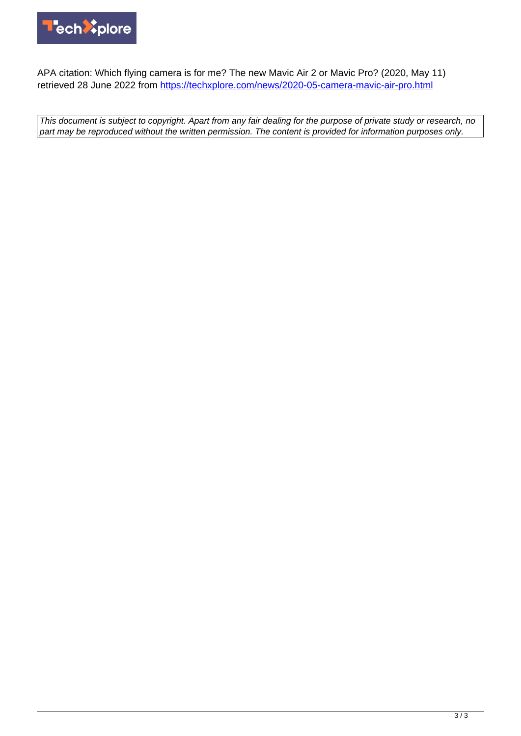APA citation: Which flying camera is for me? The new Mavic Air 2 or Mavic Pro? (2020, May 11) retrieved 28 June 2022 from https://techxplore.com/news/2020-05-camera-mavic-air-pro.html

*This document is subject to copyright. Apart from any fair dealing for the purpose of private study or research, no part may be reproduced without the written permission. The content is provided for information purposes only.*